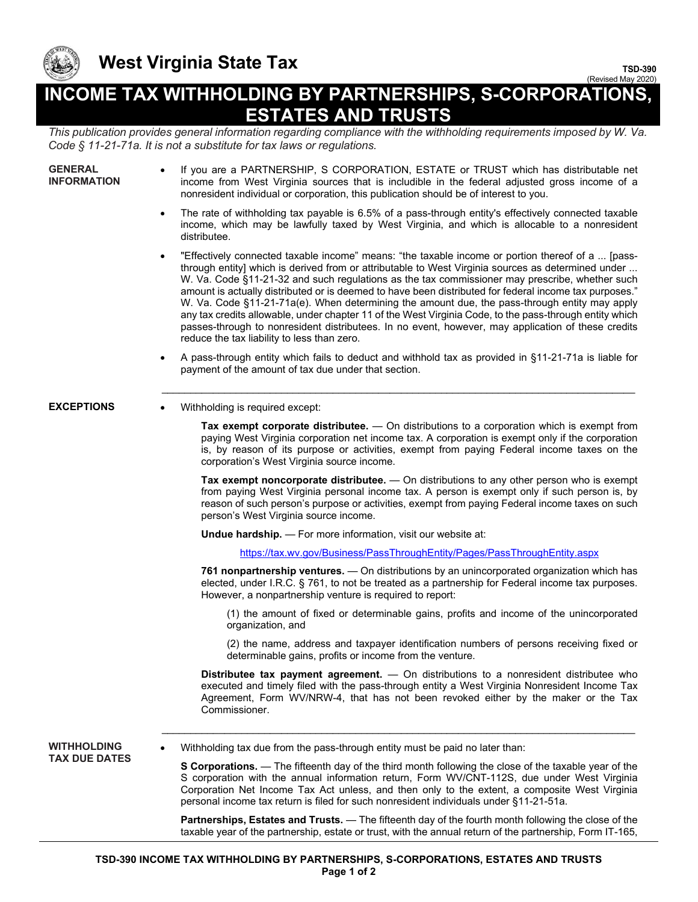# West Virginia State Tax

TSD-390
(Revised May 2020)

# INCOME TAX WITHHOLDING BY PARTNERSHIPS, S-CORPORATIONS, ESTATES AND TRUSTS

*This publication provides general information regarding compliance with the withholding requirements imposed by W. Va. Code § 11-21-71a. It is not a substitute for tax laws or regulations.*

## GENERAL INFORMATION

- If you are a PARTNERSHIP, S CORPORATION, ESTATE or TRUST which has distributable net income from West Virginia sources that is includible in the federal adjusted gross income of a nonresident individual or corporation, this publication should be of interest to you.
- The rate of withholding tax payable is 6.5% of a pass-through entity's effectively connected taxable income, which may be lawfully taxed by West Virginia, and which is allocable to a nonresident distributee.
- "Effectively connected taxable income" means: "the taxable income or portion thereof of a ... [pass-through entity] which is derived from or attributable to West Virginia sources as determined under ... W. Va. Code §11-21-32 and such regulations as the tax commissioner may prescribe, whether such amount is actually distributed or is deemed to have been distributed for federal income tax purposes." W. Va. Code §11-21-71a(e). When determining the amount due, the pass-through entity may apply any tax credits allowable, under chapter 11 of the West Virginia Code, to the pass-through entity which passes-through to nonresident distributees. In no event, however, may application of these credits reduce the tax liability to less than zero.
- A pass-through entity which fails to deduct and withhold tax as provided in §11-21-71a is liable for payment of the amount of tax due under that section.

## EXCEPTIONS

- Withholding is required except:

  **Tax exempt corporate distributee.** — On distributions to a corporation which is exempt from paying West Virginia corporation net income tax. A corporation is exempt only if the corporation is, by reason of its purpose or activities, exempt from paying Federal income taxes on the corporation's West Virginia source income.

  **Tax exempt noncorporate distributee.** — On distributions to any other person who is exempt from paying West Virginia personal income tax. A person is exempt only if such person is, by reason of such person's purpose or activities, exempt from paying Federal income taxes on such person's West Virginia source income.

  **Undue hardship.** — For more information, visit our website at:

  https://tax.wv.gov/Business/PassThroughEntity/Pages/PassThroughEntity.aspx

  **761 nonpartnership ventures.** — On distributions by an unincorporated organization which has elected, under I.R.C. § 761, to not be treated as a partnership for Federal income tax purposes. However, a nonpartnership venture is required to report:

  (1) the amount of fixed or determinable gains, profits and income of the unincorporated organization, and

  (2) the name, address and taxpayer identification numbers of persons receiving fixed or determinable gains, profits or income from the venture.

  **Distributee tax payment agreement.** — On distributions to a nonresident distributee who executed and timely filed with the pass-through entity a West Virginia Nonresident Income Tax Agreement, Form WV/NRW-4, that has not been revoked either by the maker or the Tax Commissioner.

## WITHHOLDING TAX DUE DATES

- Withholding tax due from the pass-through entity must be paid no later than:

  **S Corporations.** — The fifteenth day of the third month following the close of the taxable year of the S corporation with the annual information return, Form WV/CNT-112S, due under West Virginia Corporation Net Income Tax Act unless, and then only to the extent, a composite West Virginia personal income tax return is filed for such nonresident individuals under §11-21-51a.

  **Partnerships, Estates and Trusts.** — The fifteenth day of the fourth month following the close of the taxable year of the partnership, estate or trust, with the annual return of the partnership, Form IT-165,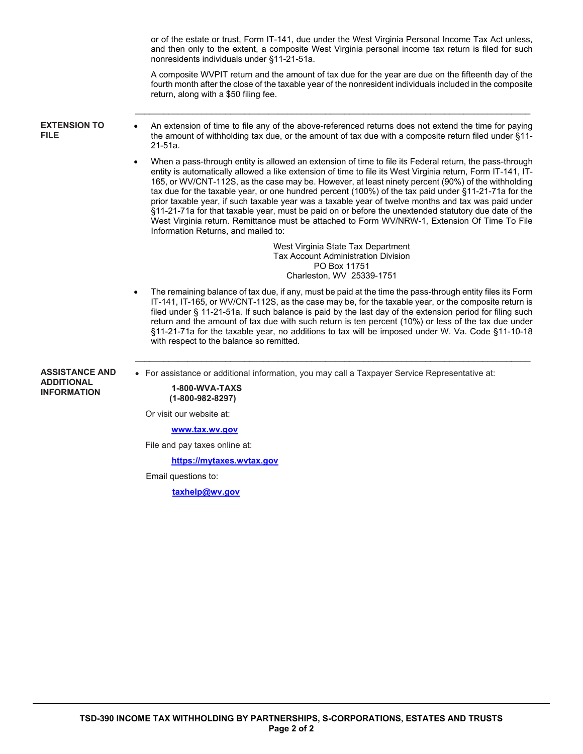or of the estate or trust, Form IT-141, due under the West Virginia Personal Income Tax Act unless, and then only to the extent, a composite West Virginia personal income tax return is filed for such nonresidents individuals under §11-21-51a.

A composite WVPIT return and the amount of tax due for the year are due on the fifteenth day of the fourth month after the close of the taxable year of the nonresident individuals included in the composite return, along with a $50 filing fee.

---

**EXTENSION TO FILE**

- An extension of time to file any of the above-referenced returns does not extend the time for paying the amount of withholding tax due, or the amount of tax due with a composite return filed under §11-21-51a.
- When a pass-through entity is allowed an extension of time to file its Federal return, the pass-through entity is automatically allowed a like extension of time to file its West Virginia return, Form IT-141, IT-165, or WV/CNT-112S, as the case may be. However, at least ninety percent (90%) of the withholding tax due for the taxable year, or one hundred percent (100%) of the tax paid under §11-21-71a for the prior taxable year, if such taxable year was a taxable year of twelve months and tax was paid under §11-21-71a for that taxable year, must be paid on or before the unextended statutory due date of the West Virginia return. Remittance must be attached to Form WV/NRW-1, Extension Of Time To File Information Returns, and mailed to:

  West Virginia State Tax Department
  Tax Account Administration Division
  PO Box 11751
  Charleston, WV 25339-1751

- The remaining balance of tax due, if any, must be paid at the time the pass-through entity files its Form IT-141, IT-165, or WV/CNT-112S, as the case may be, for the taxable year, or the composite return is filed under § 11-21-51a. If such balance is paid by the last day of the extension period for filing such return and the amount of tax due with such return is ten percent (10%) or less of the tax due under §11-21-71a for the taxable year, no additions to tax will be imposed under W. Va. Code §11-10-18 with respect to the balance so remitted.

---

**ASSISTANCE AND ADDITIONAL INFORMATION**

- For assistance or additional information, you may call a Taxpayer Service Representative at:

  **1-800-WVA-TAXS**
  **(1-800-982-8297)**

  Or visit our website at:

  **www.tax.wv.gov**

  File and pay taxes online at:

  **https://mytaxes.wvtax.gov**

  Email questions to:

  **taxhelp@wv.gov**

**TSD-390 INCOME TAX WITHHOLDING BY PARTNERSHIPS, S-CORPORATIONS, ESTATES AND TRUSTS**